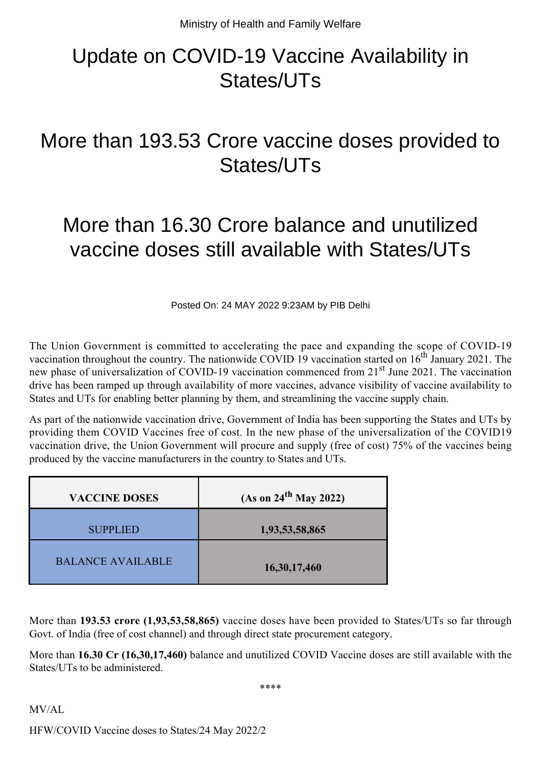Ministry of Health and Family Welfare

# Update on COVID-19 Vaccine Availability in States/UTs

# More than 193.53 Crore vaccine doses provided to States/UTs

# More than 16.30 Crore balance and unutilized vaccine doses still available with States/UTs

Posted On: 24 MAY 2022 9:23AM by PIB Delhi

The Union Government is committed to accelerating the pace and expanding the scope of COVID-19 vaccination throughout the country. The nationwide COVID 19 vaccination started on 16th January 2021. The new phase of universalization of COVID-19 vaccination commenced from 21st June 2021. The vaccination drive has been ramped up through availability of more vaccines, advance visibility of vaccine availability to States and UTs for enabling better planning by them, and streamlining the vaccine supply chain.

As part of the nationwide vaccination drive, Government of India has been supporting the States and UTs by providing them COVID Vaccines free of cost. In the new phase of the universalization of the COVID19 vaccination drive, the Union Government will procure and supply (free of cost) 75% of the vaccines being produced by the vaccine manufacturers in the country to States and UTs.

| VACCINE DOSES | (As on 24th May 2022) |
|---|---|
| SUPPLIED | **1,93,53,58,865** |
| BALANCE AVAILABLE | **16,30,17,460** |

More than **193.53 crore (1,93,53,58,865)** vaccine doses have been provided to States/UTs so far through Govt. of India (free of cost channel) and through direct state procurement category.

More than **16.30 Cr (16,30,17,460)** balance and unutilized COVID Vaccine doses are still available with the States/UTs to be administered.

\*\*\*\*

MV/AL

HFW/COVID Vaccine doses to States/24 May 2022/2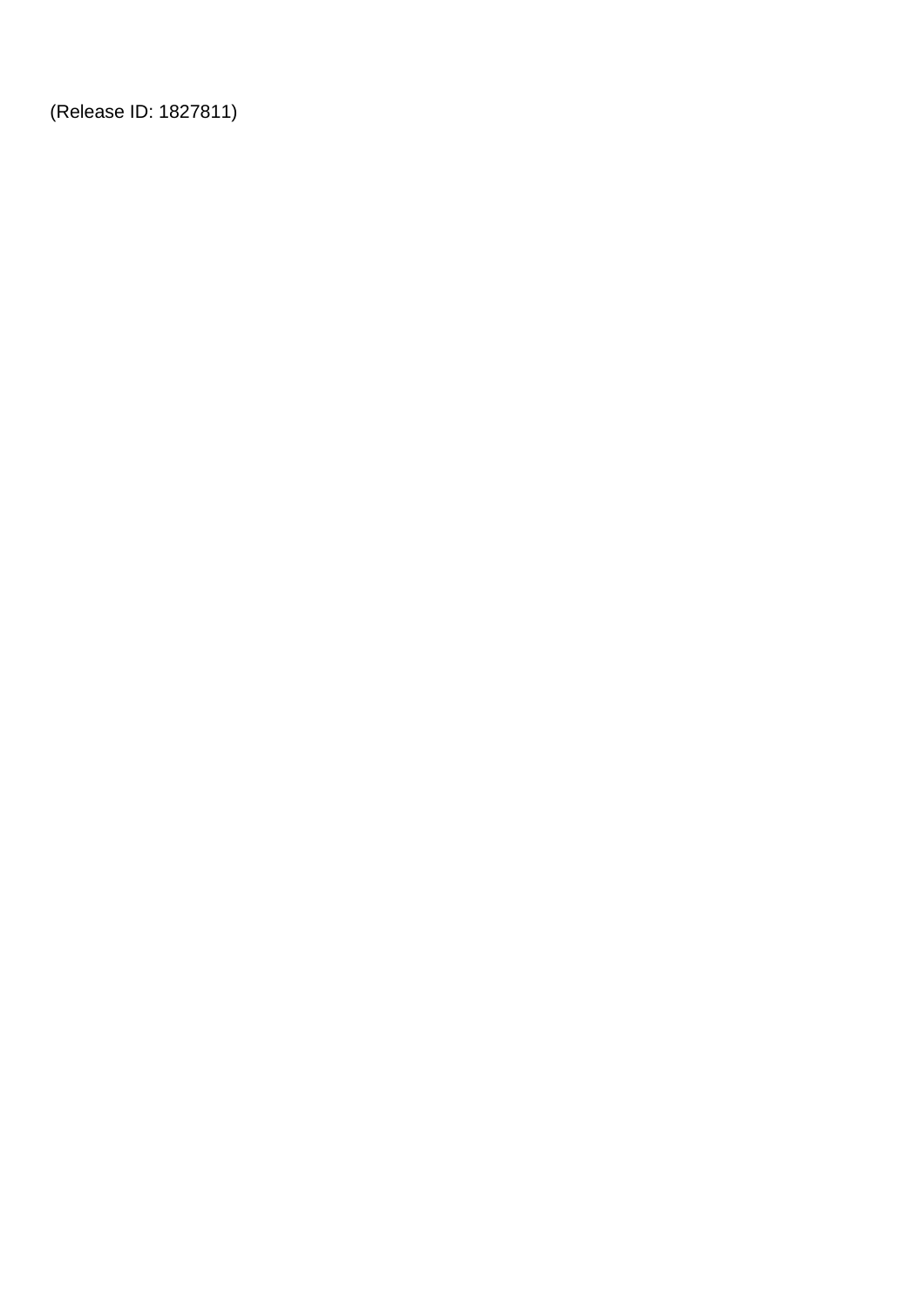(Release ID: 1827811)